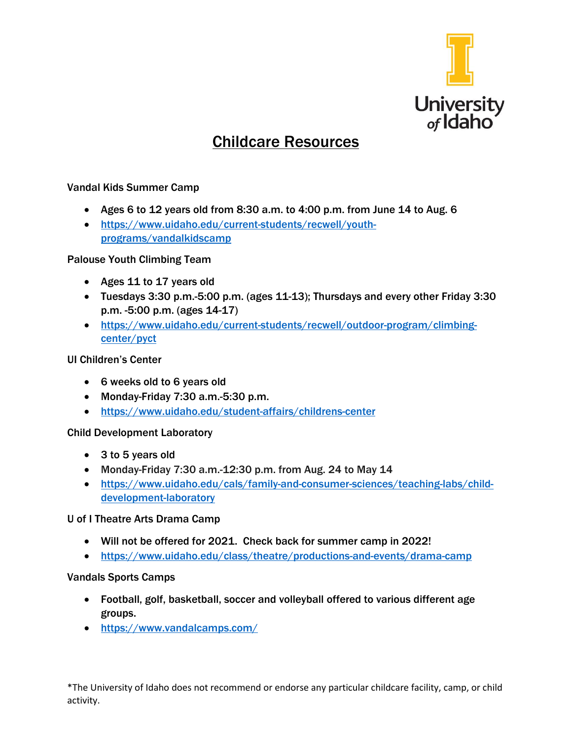# Childcare Resources

Vandal Kids Summer Camp

- Ages 6 to 12 years old from 8:30 a.m. to 4:00 p.m. from June 14 to Aug. 6
- https://www.uidaho.edu/current-students/recwell/youth-programs/vandalkidscamp

Palouse Youth Climbing Team

- Ages 11 to 17 years old
- Tuesdays 3:30 p.m.-5:00 p.m. (ages 11-13); Thursdays and every other Friday 3:30 p.m. -5:00 p.m. (ages 14-17)
- https://www.uidaho.edu/current-students/recwell/outdoor-program/climbing-center/pyct

UI Children's Center

- 6 weeks old to 6 years old
- Monday-Friday 7:30 a.m.-5:30 p.m.
- https://www.uidaho.edu/student-affairs/childrens-center

Child Development Laboratory

- 3 to 5 years old
- Monday-Friday 7:30 a.m.-12:30 p.m. from Aug. 24 to May 14
- https://www.uidaho.edu/cals/family-and-consumer-sciences/teaching-labs/child-development-laboratory

U of I Theatre Arts Drama Camp

- Will not be offered for 2021. Check back for summer camp in 2022!
- https://www.uidaho.edu/class/theatre/productions-and-events/drama-camp

Vandals Sports Camps

- Football, golf, basketball, soccer and volleyball offered to various different age groups.
- https://www.vandalcamps.com/

*The University of Idaho does not recommend or endorse any particular childcare facility, camp, or child activity.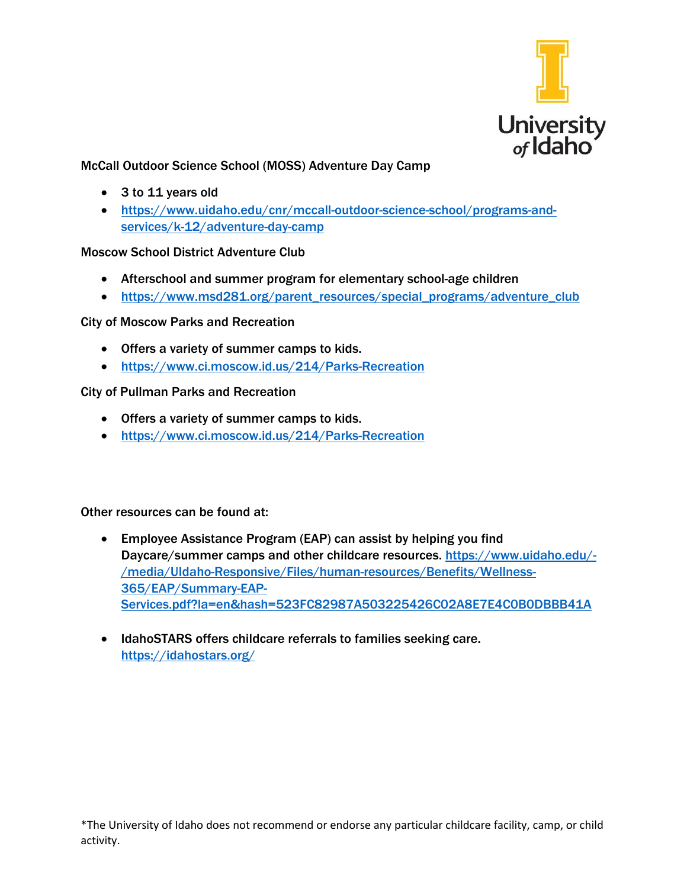McCall Outdoor Science School (MOSS) Adventure Day Camp

- 3 to 11 years old
- https://www.uidaho.edu/cnr/mccall-outdoor-science-school/programs-and-services/k-12/adventure-day-camp

Moscow School District Adventure Club

- Afterschool and summer program for elementary school-age children
- https://www.msd281.org/parent_resources/special_programs/adventure_club

City of Moscow Parks and Recreation

- Offers a variety of summer camps to kids.
- https://www.ci.moscow.id.us/214/Parks-Recreation

City of Pullman Parks and Recreation

- Offers a variety of summer camps to kids.
- https://www.ci.moscow.id.us/214/Parks-Recreation

Other resources can be found at:

- Employee Assistance Program (EAP) can assist by helping you find Daycare/summer camps and other childcare resources. https://www.uidaho.edu/-/media/UIdaho-Responsive/Files/human-resources/Benefits/Wellness-365/EAP/Summary-EAP-Services.pdf?la=en&hash=523FC82987A503225426C02A8E7E4C0B0DBBB41A

- IdahoSTARS offers childcare referrals to families seeking care. https://idahostars.org/

*The University of Idaho does not recommend or endorse any particular childcare facility, camp, or child activity.